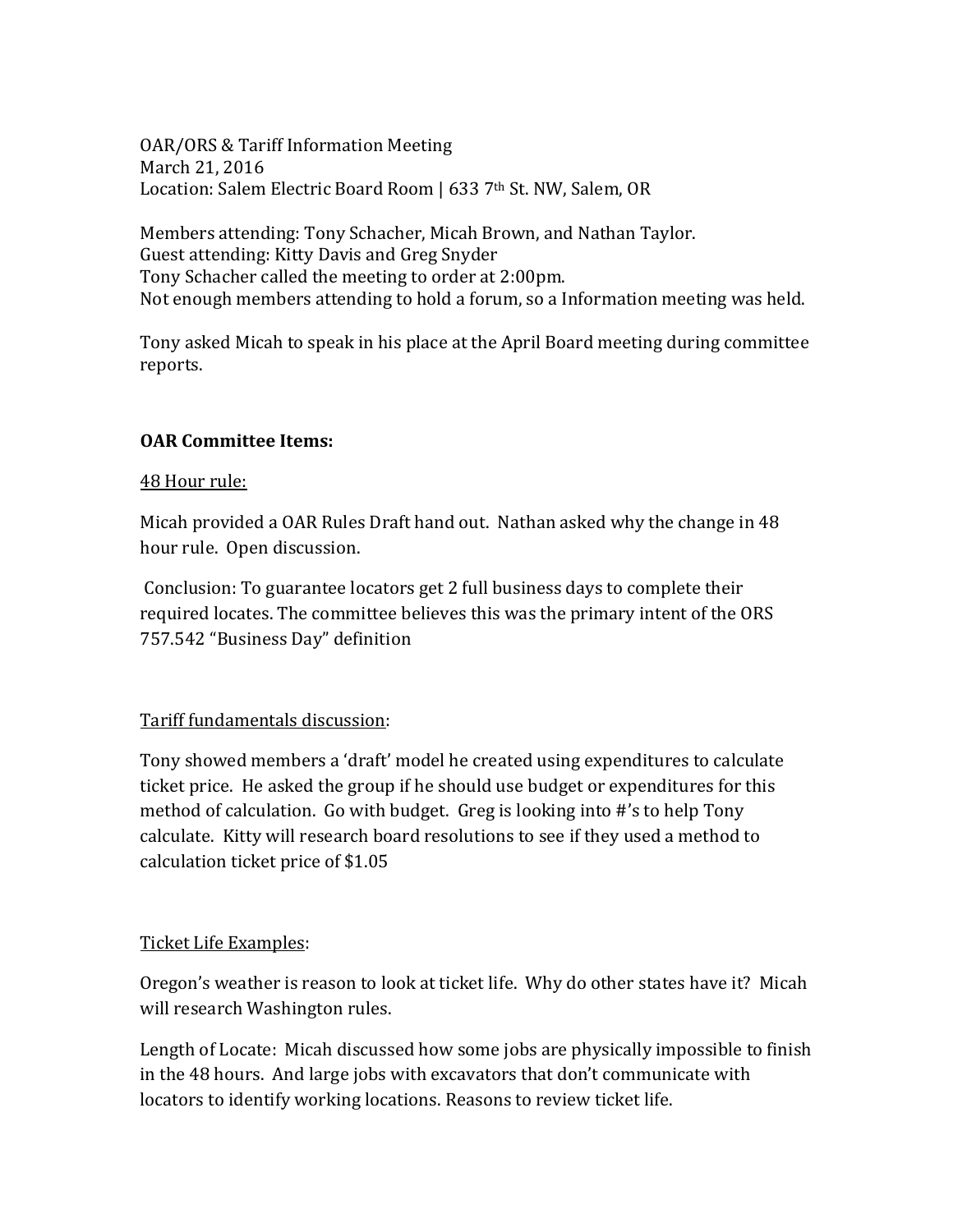OAR/ORS & Tariff Information Meeting
March 21, 2016
Location: Salem Electric Board Room | 633 7th St. NW, Salem, OR

Members attending: Tony Schacher, Micah Brown, and Nathan Taylor.
Guest attending: Kitty Davis and Greg Snyder
Tony Schacher called the meeting to order at 2:00pm.
Not enough members attending to hold a forum, so a Information meeting was held.

Tony asked Micah to speak in his place at the April Board meeting during committee reports.

**OAR Committee Items:**

<u>48 Hour rule:</u>

Micah provided a OAR Rules Draft hand out. Nathan asked why the change in 48 hour rule. Open discussion.

Conclusion: To guarantee locators get 2 full business days to complete their required locates. The committee believes this was the primary intent of the ORS 757.542 "Business Day" definition

<u>Tariff fundamentals discussion</u>:

Tony showed members a 'draft' model he created using expenditures to calculate ticket price. He asked the group if he should use budget or expenditures for this method of calculation. Go with budget. Greg is looking into #'s to help Tony calculate. Kitty will research board resolutions to see if they used a method to calculation ticket price of $1.05

<u>Ticket Life Examples</u>:

Oregon's weather is reason to look at ticket life. Why do other states have it? Micah will research Washington rules.

Length of Locate: Micah discussed how some jobs are physically impossible to finish in the 48 hours. And large jobs with excavators that don't communicate with locators to identify working locations. Reasons to review ticket life.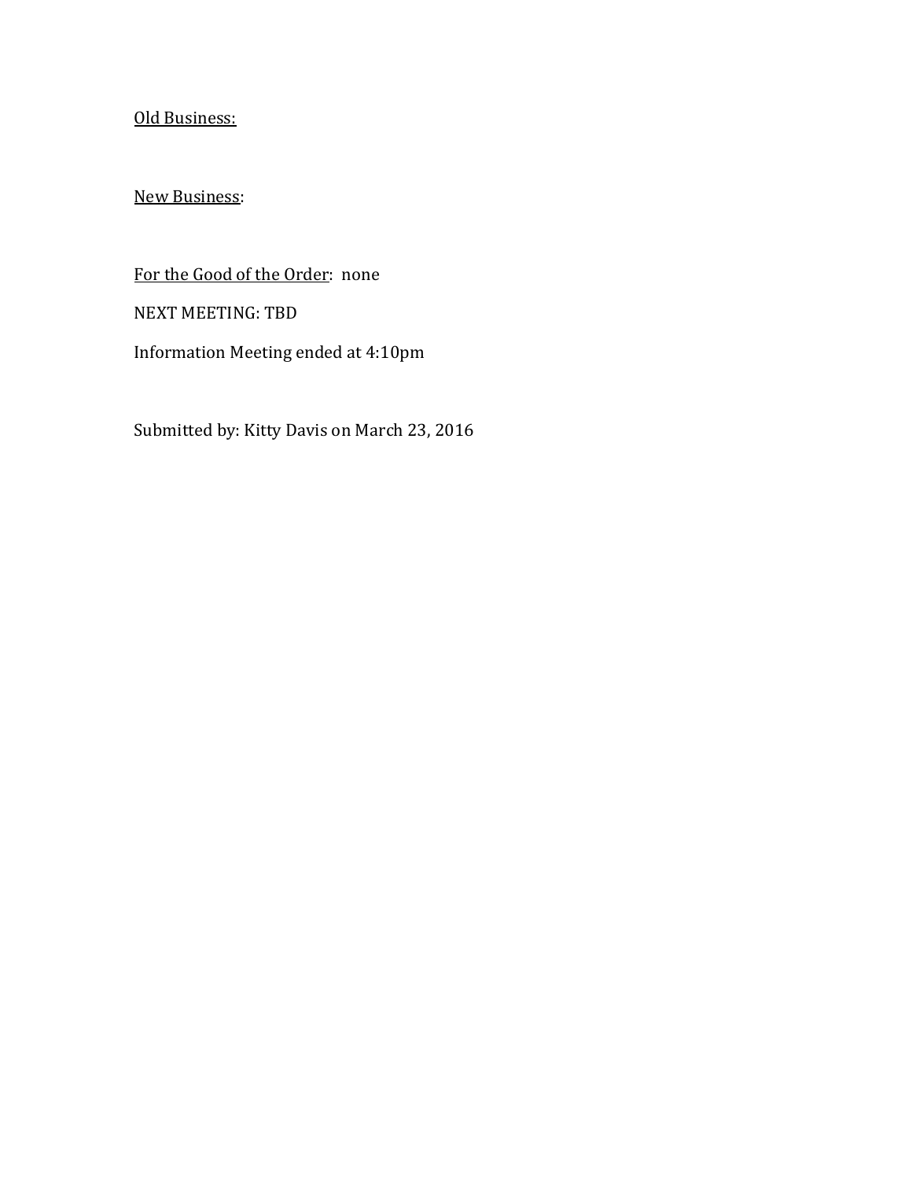<u>Old Business:</u>

<u>New Business</u>:

<u>For the Good of the Order</u>: none

NEXT MEETING: TBD

Information Meeting ended at 4:10pm

Submitted by: Kitty Davis on March 23, 2016